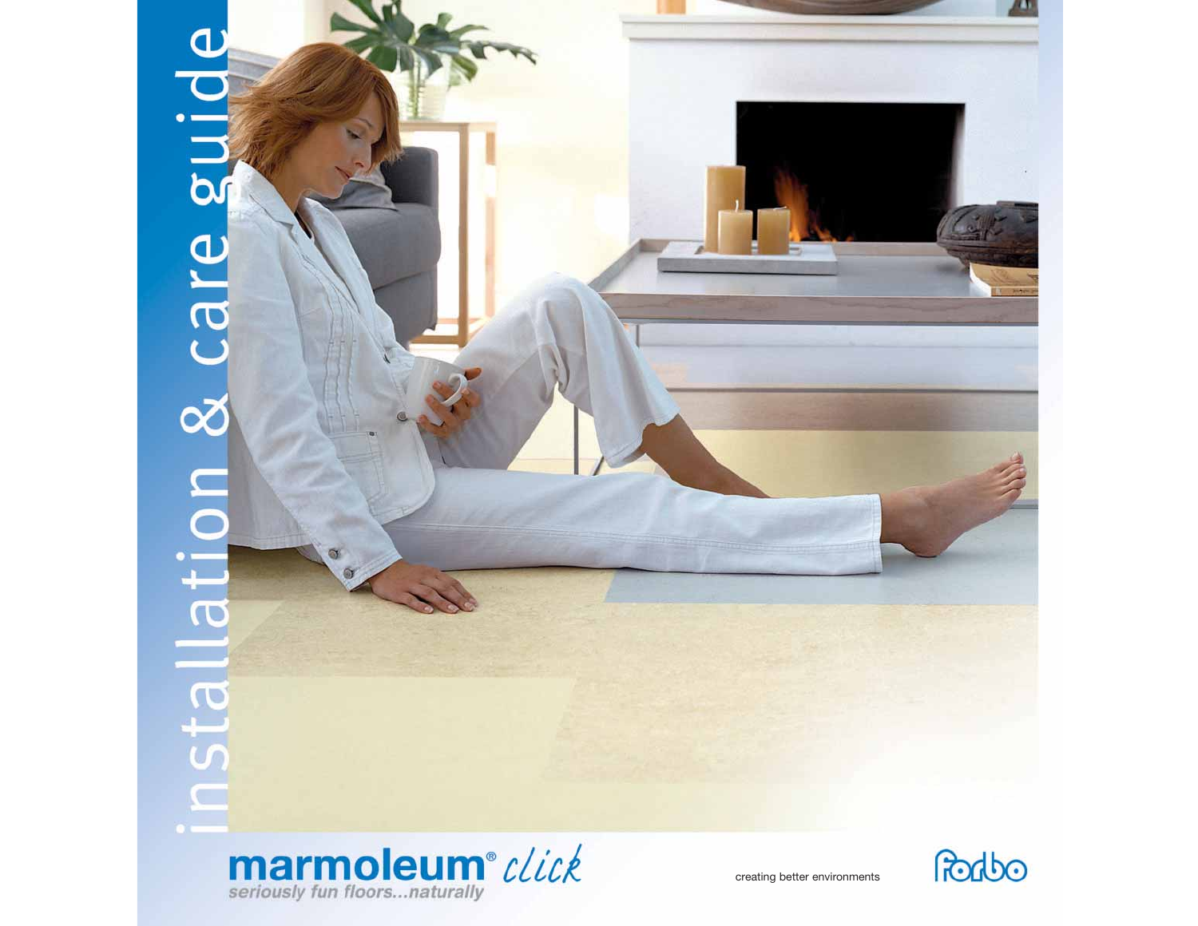# installation & care guide

**marmoleum® click**

*seriously fun floors...naturally*

creating better environments

forbo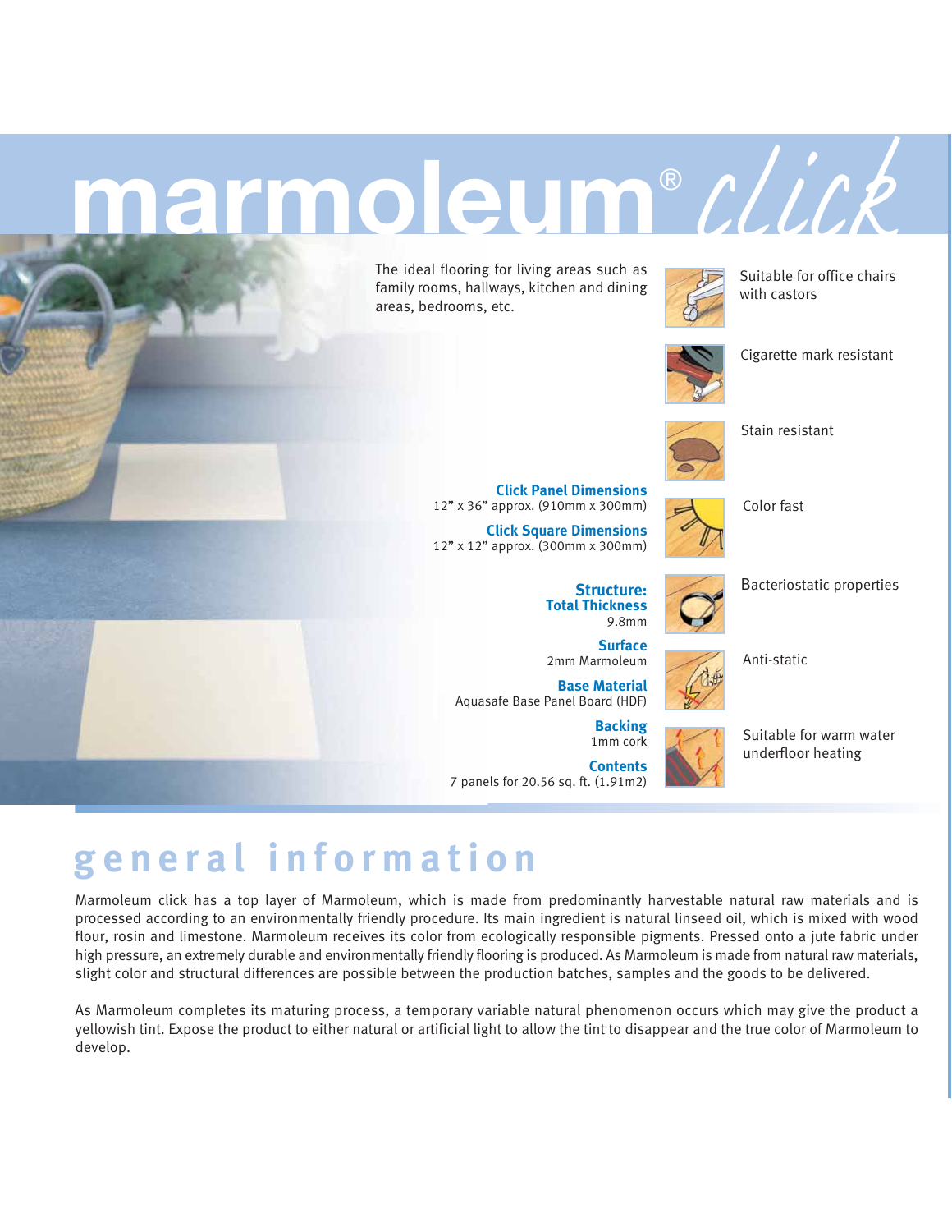# marmoleum® click

The ideal flooring for living areas such as family rooms, hallways, kitchen and dining areas, bedrooms, etc.

**Click Panel Dimensions**
12" x 36" approx. (910mm x 300mm)

**Click Square Dimensions**
12" x 12" approx. (300mm x 300mm)

**Structure:**
**Total Thickness**
9.8mm

**Surface**
2mm Marmoleum

**Base Material**
Aquasafe Base Panel Board (HDF)

**Backing**
1mm cork

**Contents**
7 panels for 20.56 sq. ft. (1.91m2)

- Suitable for office chairs with castors
- Cigarette mark resistant
- Stain resistant
- Color fast
- Bacteriostatic properties
- Anti-static
- Suitable for warm water underfloor heating

## general information

Marmoleum click has a top layer of Marmoleum, which is made from predominantly harvestable natural raw materials and is processed according to an environmentally friendly procedure. Its main ingredient is natural linseed oil, which is mixed with wood flour, rosin and limestone. Marmoleum receives its color from ecologically responsible pigments. Pressed onto a jute fabric under high pressure, an extremely durable and environmentally friendly flooring is produced. As Marmoleum is made from natural raw materials, slight color and structural differences are possible between the production batches, samples and the goods to be delivered.

As Marmoleum completes its maturing process, a temporary variable natural phenomenon occurs which may give the product a yellowish tint. Expose the product to either natural or artificial light to allow the tint to disappear and the true color of Marmoleum to develop.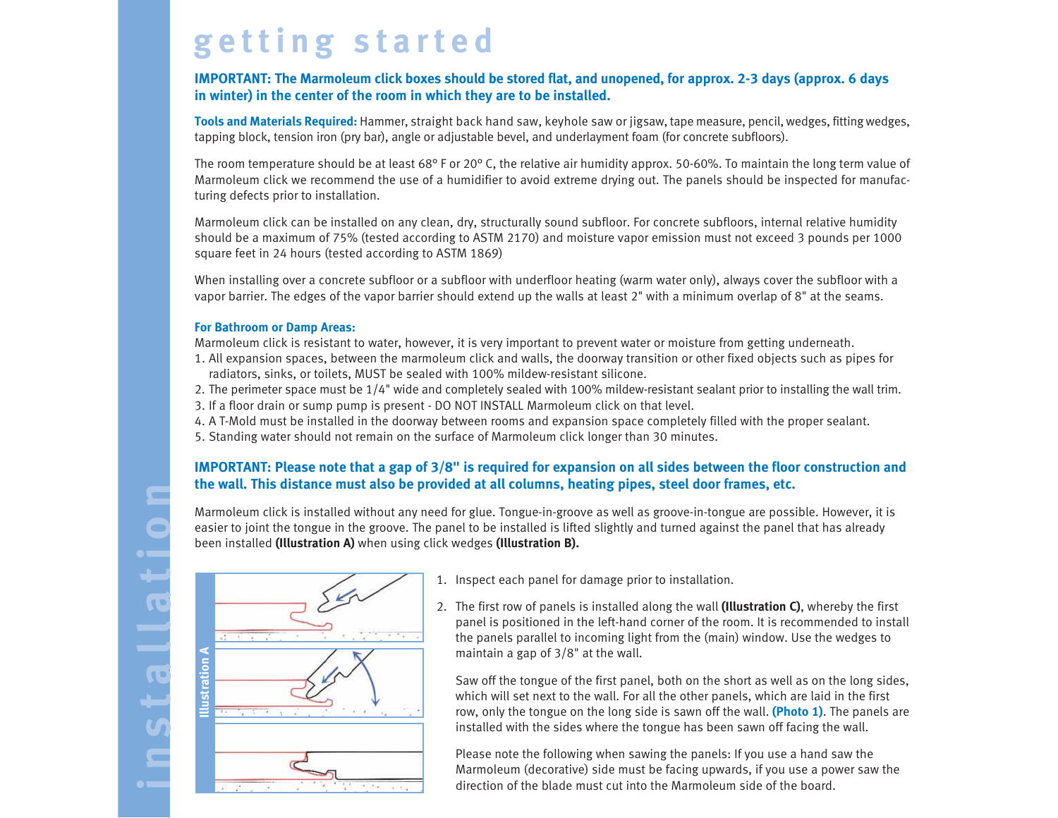# getting started

**IMPORTANT: The Marmoleum click boxes should be stored flat, and unopened, for approx. 2-3 days (approx. 6 days in winter) in the center of the room in which they are to be installed.**

**Tools and Materials Required:** Hammer, straight back hand saw, keyhole saw or jigsaw, tape measure, pencil, wedges, fitting wedges, tapping block, tension iron (pry bar), angle or adjustable bevel, and underlayment foam (for concrete subfloors).

The room temperature should be at least 68º F or 20º C, the relative air humidity approx. 50-60%. To maintain the long term value of Marmoleum click we recommend the use of a humidifier to avoid extreme drying out. The panels should be inspected for manufacturing defects prior to installation.

Marmoleum click can be installed on any clean, dry, structurally sound subfloor. For concrete subfloors, internal relative humidity should be a maximum of 75% (tested according to ASTM 2170) and moisture vapor emission must not exceed 3 pounds per 1000 square feet in 24 hours (tested according to ASTM 1869)

When installing over a concrete subfloor or a subfloor with underfloor heating (warm water only), always cover the subfloor with a vapor barrier. The edges of the vapor barrier should extend up the walls at least 2" with a minimum overlap of 8" at the seams.

### For Bathroom or Damp Areas:

Marmoleum click is resistant to water, however, it is very important to prevent water or moisture from getting underneath.

1. All expansion spaces, between the marmoleum click and walls, the doorway transition or other fixed objects such as pipes for radiators, sinks, or toilets, MUST be sealed with 100% mildew-resistant silicone.
2. The perimeter space must be 1/4" wide and completely sealed with 100% mildew-resistant sealant prior to installing the wall trim.
3. If a floor drain or sump pump is present - DO NOT INSTALL Marmoleum click on that level.
4. A T-Mold must be installed in the doorway between rooms and expansion space completely filled with the proper sealant.
5. Standing water should not remain on the surface of Marmoleum click longer than 30 minutes.

**IMPORTANT: Please note that a gap of 3/8" is required for expansion on all sides between the floor construction and the wall. This distance must also be provided at all columns, heating pipes, steel door frames, etc.**

Marmoleum click is installed without any need for glue. Tongue-in-groove as well as groove-in-tongue are possible. However, it is easier to joint the tongue in the groove. The panel to be installed is lifted slightly and turned against the panel that has already been installed **(Illustration A)** when using click wedges **(Illustration B).**

Illustration A

1. Inspect each panel for damage prior to installation.
2. The first row of panels is installed along the wall **(Illustration C)**, whereby the first panel is positioned in the left-hand corner of the room. It is recommended to install the panels parallel to incoming light from the (main) window. Use the wedges to maintain a gap of 3/8" at the wall.

   Saw off the tongue of the first panel, both on the short as well as on the long sides, which will set next to the wall. For all the other panels, which are laid in the first row, only the tongue on the long side is sawn off the wall. **(Photo 1)**. The panels are installed with the sides where the tongue has been sawn off facing the wall.

   Please note the following when sawing the panels: If you use a hand saw the Marmoleum (decorative) side must be facing upwards, if you use a power saw the direction of the blade must cut into the Marmoleum side of the board.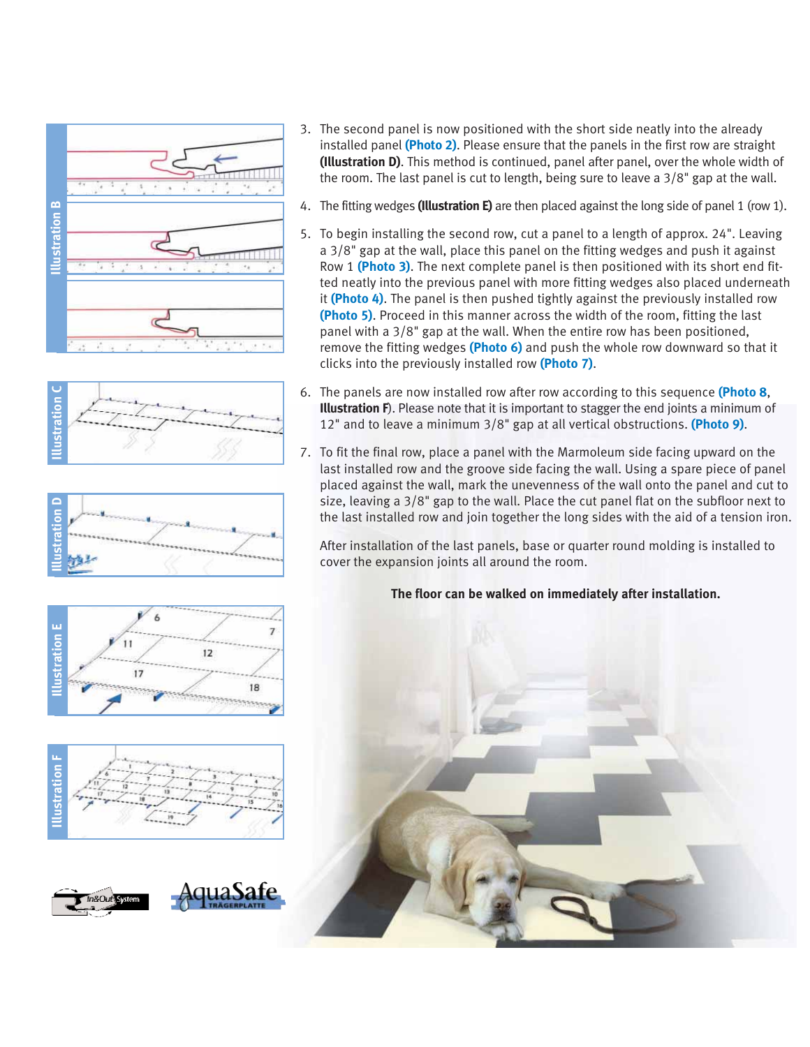Illustration B

Illustration C

Illustration D

Illustration E

Illustration F

3. The second panel is now positioned with the short side neatly into the already installed panel **(Photo 2)**. Please ensure that the panels in the first row are straight **(Illustration D)**. This method is continued, panel after panel, over the whole width of the room. The last panel is cut to length, being sure to leave a 3/8" gap at the wall.

4. The fitting wedges **(Illustration E)** are then placed against the long side of panel 1 (row 1).

5. To begin installing the second row, cut a panel to a length of approx. 24". Leaving a 3/8" gap at the wall, place this panel on the fitting wedges and push it against Row 1 **(Photo 3)**. The next complete panel is then positioned with its short end fitted neatly into the previous panel with more fitting wedges also placed underneath it **(Photo 4)**. The panel is then pushed tightly against the previously installed row **(Photo 5)**. Proceed in this manner across the width of the room, fitting the last panel with a 3/8" gap at the wall. When the entire row has been positioned, remove the fitting wedges **(Photo 6)** and push the whole row downward so that it clicks into the previously installed row **(Photo 7)**.

6. The panels are now installed row after row according to this sequence **(Photo 8**, **Illustration F)**. Please note that it is important to stagger the end joints a minimum of 12" and to leave a minimum 3/8" gap at all vertical obstructions. **(Photo 9)**.

7. To fit the final row, place a panel with the Marmoleum side facing upward on the last installed row and the groove side facing the wall. Using a spare piece of panel placed against the wall, mark the unevenness of the wall onto the panel and cut to size, leaving a 3/8" gap to the wall. Place the cut panel flat on the subfloor next to the last installed row and join together the long sides with the aid of a tension iron.

   After installation of the last panels, base or quarter round molding is installed to cover the expansion joints all around the room.

**The floor can be walked on immediately after installation.**

In&Out System

AquaSafe TRÄGERPLATTE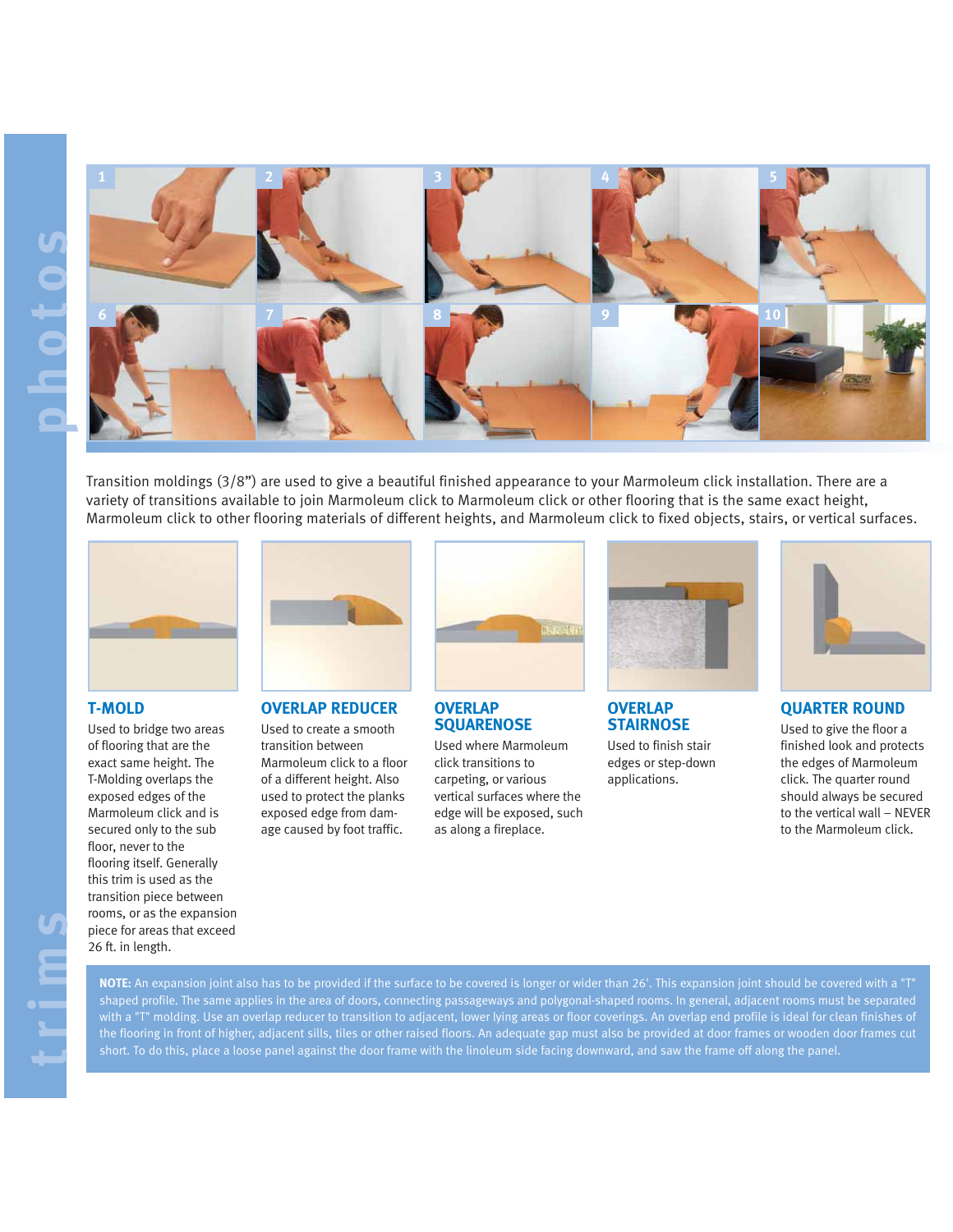# photos

1 2 3 4 5 6 7 8 9 10

# trims

Transition moldings (3/8") are used to give a beautiful finished appearance to your Marmoleum click installation. There are a variety of transitions available to join Marmoleum click to Marmoleum click or other flooring that is the same exact height, Marmoleum click to other flooring materials of different heights, and Marmoleum click to fixed objects, stairs, or vertical surfaces.

## T-MOLD

Used to bridge two areas of flooring that are the exact same height. The T-Molding overlaps the exposed edges of the Marmoleum click and is secured only to the sub floor, never to the flooring itself. Generally this trim is used as the transition piece between rooms, or as the expansion piece for areas that exceed 26 ft. in length.

## OVERLAP REDUCER

Used to create a smooth transition between Marmoleum click to a floor of a different height. Also used to protect the planks exposed edge from damage caused by foot traffic.

## OVERLAP SQUARENOSE

Used where Marmoleum click transitions to carpeting, or various vertical surfaces where the edge will be exposed, such as along a fireplace.

## OVERLAP STAIRNOSE

Used to finish stair edges or step-down applications.

## QUARTER ROUND

Used to give the floor a finished look and protects the edges of Marmoleum click. The quarter round should always be secured to the vertical wall – NEVER to the Marmoleum click.

**NOTE:** An expansion joint also has to be provided if the surface to be covered is longer or wider than 26'. This expansion joint should be covered with a "T" shaped profile. The same applies in the area of doors, connecting passageways and polygonal-shaped rooms. In general, adjacent rooms must be separated with a "T" molding. Use an overlap reducer to transition to adjacent, lower lying areas or floor coverings. An overlap end profile is ideal for clean finishes of the flooring in front of higher, adjacent sills, tiles or other raised floors. An adequate gap must also be provided at door frames or wooden door frames cut short. To do this, place a loose panel against the door frame with the linoleum side facing downward, and saw the frame off along the panel.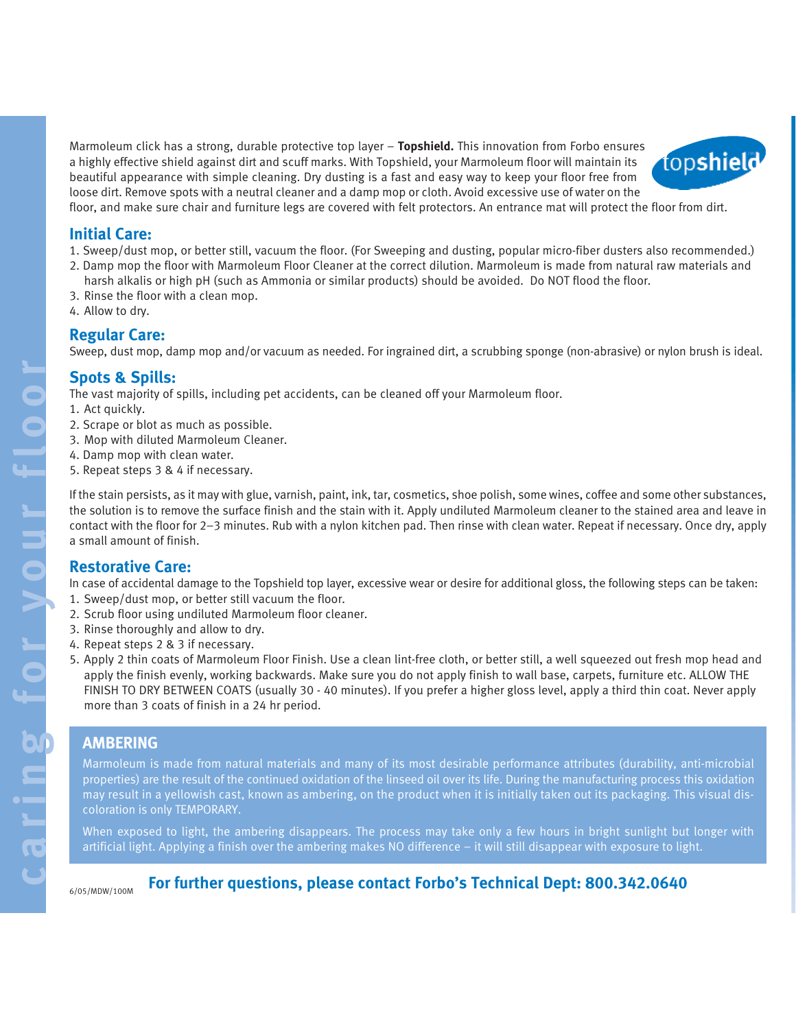Marmoleum click has a strong, durable protective top layer – **Topshield.** This innovation from Forbo ensures a highly effective shield against dirt and scuff marks. With Topshield, your Marmoleum floor will maintain its beautiful appearance with simple cleaning. Dry dusting is a fast and easy way to keep your floor free from loose dirt. Remove spots with a neutral cleaner and a damp mop or cloth. Avoid excessive use of water on the floor, and make sure chair and furniture legs are covered with felt protectors. An entrance mat will protect the floor from dirt.

## Initial Care:

1. Sweep/dust mop, or better still, vacuum the floor. (For Sweeping and dusting, popular micro-fiber dusters also recommended.)
2. Damp mop the floor with Marmoleum Floor Cleaner at the correct dilution. Marmoleum is made from natural raw materials and harsh alkalis or high pH (such as Ammonia or similar products) should be avoided. Do NOT flood the floor.
3. Rinse the floor with a clean mop.
4. Allow to dry.

## Regular Care:

Sweep, dust mop, damp mop and/or vacuum as needed. For ingrained dirt, a scrubbing sponge (non-abrasive) or nylon brush is ideal.

## Spots & Spills:

The vast majority of spills, including pet accidents, can be cleaned off your Marmoleum floor.

1. Act quickly.
2. Scrape or blot as much as possible.
3. Mop with diluted Marmoleum Cleaner.
4. Damp mop with clean water.
5. Repeat steps 3 & 4 if necessary.

If the stain persists, as it may with glue, varnish, paint, ink, tar, cosmetics, shoe polish, some wines, coffee and some other substances, the solution is to remove the surface finish and the stain with it. Apply undiluted Marmoleum cleaner to the stained area and leave in contact with the floor for 2–3 minutes. Rub with a nylon kitchen pad. Then rinse with clean water. Repeat if necessary. Once dry, apply a small amount of finish.

## Restorative Care:

In case of accidental damage to the Topshield top layer, excessive wear or desire for additional gloss, the following steps can be taken:

1. Sweep/dust mop, or better still vacuum the floor.
2. Scrub floor using undiluted Marmoleum floor cleaner.
3. Rinse thoroughly and allow to dry.
4. Repeat steps 2 & 3 if necessary.
5. Apply 2 thin coats of Marmoleum Floor Finish. Use a clean lint-free cloth, or better still, a well squeezed out fresh mop head and apply the finish evenly, working backwards. Make sure you do not apply finish to wall base, carpets, furniture etc. ALLOW THE FINISH TO DRY BETWEEN COATS (usually 30 - 40 minutes). If you prefer a higher gloss level, apply a third thin coat. Never apply more than 3 coats of finish in a 24 hr period.

## AMBERING

Marmoleum is made from natural materials and many of its most desirable performance attributes (durability, anti-microbial properties) are the result of the continued oxidation of the linseed oil over its life. During the manufacturing process this oxidation may result in a yellowish cast, known as ambering, on the product when it is initially taken out its packaging. This visual discoloration is only TEMPORARY.

When exposed to light, the ambering disappears. The process may take only a few hours in bright sunlight but longer with artificial light. Applying a finish over the ambering makes NO difference – it will still disappear with exposure to light.

**For further questions, please contact Forbo's Technical Dept: 800.342.0640**

6/05/MDW/100M